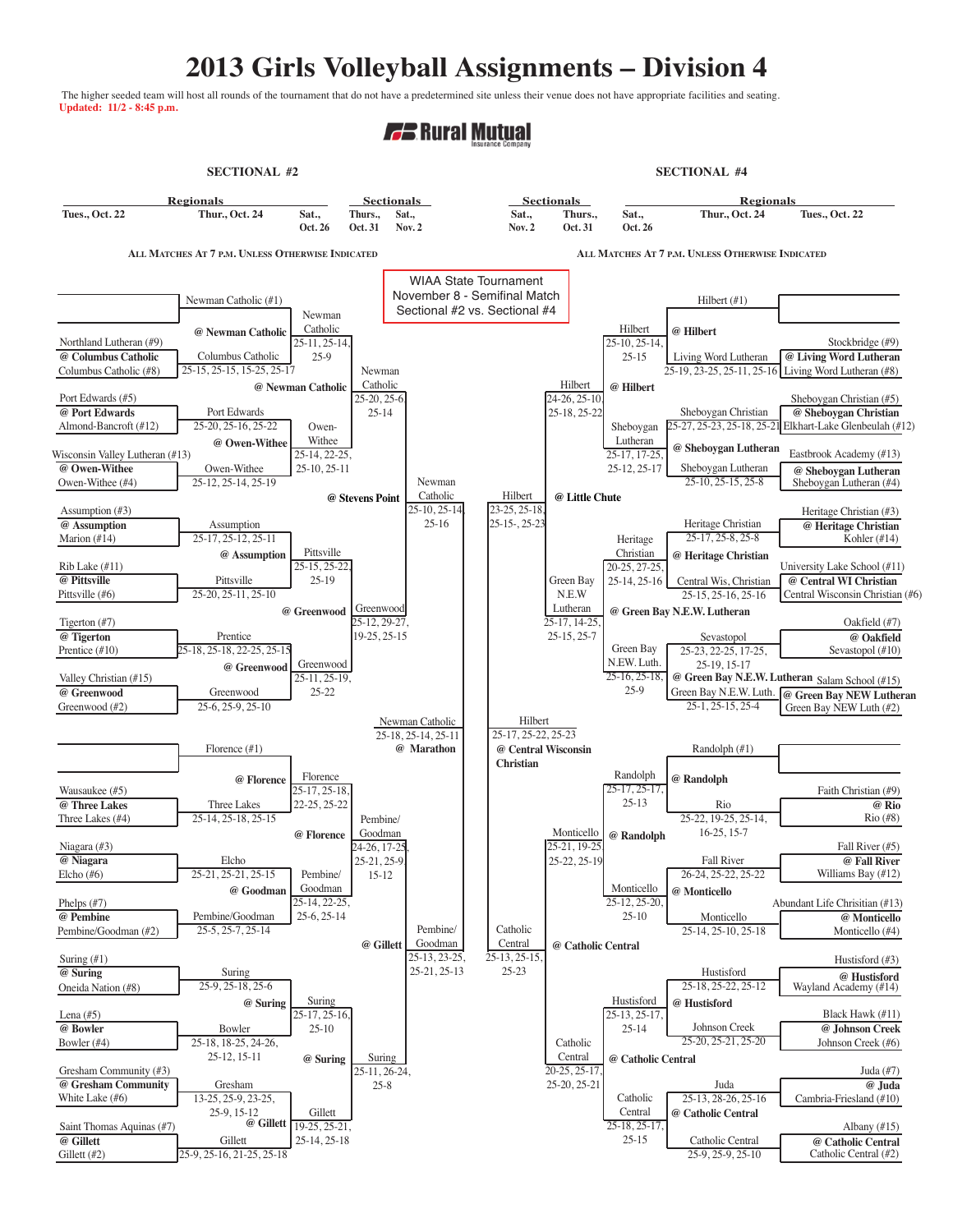# 2013 Girls Volleyball Assignments – Division 4

The higher seeded team will host all rounds of the tournament that do not have a predetermined site unless their venue does not have appropriate facilities and seating.

**Updated: 11/2 - 8:45 p.m.**

Rural Mutual Insurance Company

**WIAA State Tournament**
November 8 - Semifinal Match
Sectional #2 vs. Sectional #4

## SECTIONAL #2

Regionals: Tues., Oct. 22 / Thur., Oct. 24 / Sat., Oct. 26 — Sectionals: Thurs., Oct. 31 / Sat., Nov. 2

ALL MATCHES AT 7 P.M. UNLESS OTHERWISE INDICATED

### Regionals – Tues., Oct. 22

| Matchup | Site | Winner | Score |
|---|---|---|---|
| Northland Lutheran (#9) vs. Columbus Catholic (#8) | @ Columbus Catholic | Columbus Catholic | 25-15, 25-15, 15-25, 25-17 |
| Port Edwards (#5) vs. Almond-Bancroft (#12) | @ Port Edwards | Port Edwards | 25-20, 25-16, 25-22 |
| Wisconsin Valley Lutheran (#13) vs. Owen-Withee (#4) | @ Owen-Withee | Owen-Withee | 25-12, 25-14, 25-19 |
| Assumption (#3) vs. Marion (#14) | @ Assumption | Assumption | 25-17, 25-12, 25-11 |
| Rib Lake (#11) vs. Pittsville (#6) | @ Pittsville | Pittsville | 25-20, 25-11, 25-10 |
| Tigerton (#7) vs. Prentice (#10) | @ Tigerton | Prentice | 25-18, 25-18, 22-25, 25-15 |
| Valley Christian (#15) vs. Greenwood (#2) | @ Greenwood | Greenwood | 25-6, 25-9, 25-10 |
| Wausaukee (#5) vs. Three Lakes (#4) | @ Three Lakes | Three Lakes | 25-14, 25-18, 25-15 |
| Niagara (#3) vs. Elcho (#6) | @ Niagara | Elcho | 25-21, 25-21, 25-15 |
| Phelps (#7) vs. Pembine/Goodman (#2) | @ Pembine | Pembine/Goodman | 25-5, 25-7, 25-14 |
| Suring (#1) vs. Oneida Nation (#8) | @ Suring | Suring | 25-9, 25-18, 25-6 |
| Lena (#5) vs. Bowler (#4) | @ Bowler | Bowler | 25-18, 18-25, 24-26, 25-12, 15-11 |
| Gresham Community (#3) vs. White Lake (#6) | @ Gresham Community | Gresham | 13-25, 25-9, 23-25, 25-9, 15-12 |
| Saint Thomas Aquinas (#7) vs. Gillett (#2) | @ Gillett | Gillett | 25-9, 25-16, 21-25, 25-18 |

Newman Catholic (#1) and Florence (#1) – byes.

### Regionals – Thur., Oct. 24

| Matchup | Site | Winner | Score |
|---|---|---|---|
| Newman Catholic vs. Columbus Catholic | @ Newman Catholic | Newman Catholic | 25-11, 25-14, 25-9 |
| Port Edwards vs. Owen-Withee | @ Owen-Withee | Owen-Withee | 25-14, 22-25, 25-10, 25-11 |
| Assumption vs. Pittsville | @ Assumption | Pittsville | 25-15, 25-22, 25-19 |
| Prentice vs. Greenwood | @ Greenwood | Greenwood | 25-11, 25-19, 25-22 |
| Florence vs. Three Lakes | @ Florence | Florence | 25-17, 25-18, 22-25, 25-22 |
| Elcho vs. Pembine/Goodman | @ Goodman | Pembine/Goodman | 25-14, 22-25, 25-6, 25-14 |
| Suring vs. Bowler | @ Suring | Suring | 25-17, 25-16, 25-10 |
| Gresham vs. Gillett | @ Gillett | Gillett | 19-25, 25-21, 25-14, 25-18 |

### Regionals – Sat., Oct. 26

| Matchup | Site | Winner | Score |
|---|---|---|---|
| Newman Catholic vs. Owen-Withee | @ Newman Catholic | Newman Catholic | 25-20, 25-6, 25-14 |
| Pittsville vs. Greenwood | @ Greenwood | Greenwood | 25-12, 29-27, 19-25, 25-15 |
| Florence vs. Pembine/Goodman | @ Florence | Pembine/Goodman | 24-26, 17-25, 25-21, 25-9, 15-12 |
| Suring vs. Gillett | @ Suring | Suring | 25-11, 26-24, 25-8 |

### Sectionals – Thurs., Oct. 31

| Matchup | Site | Winner | Score |
|---|---|---|---|
| Newman Catholic vs. Greenwood | @ Stevens Point | Newman Catholic | 25-10, 25-14, 25-16 |
| Pembine/Goodman vs. Suring | @ Gillett | Pembine/Goodman | 25-13, 23-25, 25-21, 25-13 |

### Sectional Final – Sat., Nov. 2

| Matchup | Site | Winner | Score |
|---|---|---|---|
| Newman Catholic vs. Pembine/Goodman | @ Marathon | Newman Catholic | 25-18, 25-14, 25-11 |

## SECTIONAL #4

Sectionals: Sat., Nov. 2 / Thurs., Oct. 31 — Regionals: Sat., Oct. 26 / Thur., Oct. 24 / Tues., Oct. 22

ALL MATCHES AT 7 P.M. UNLESS OTHERWISE INDICATED

### Regionals – Tues., Oct. 22

| Matchup | Site | Winner | Score |
|---|---|---|---|
| Stockbridge (#9) vs. Living Word Lutheran (#8) | @ Living Word Lutheran | Living Word Lutheran | 25-19, 23-25, 25-11, 25-16 |
| Sheboygan Christian (#5) vs. Elkhart-Lake Glenbeulah (#12) | @ Sheboygan Christian | Sheboygan Christian | 25-27, 25-23, 25-18, 25-21 |
| Eastbrook Academy (#13) vs. Sheboygan Lutheran (#4) | @ Sheboygan Lutheran | Sheboygan Lutheran | 25-10, 25-15, 25-8 |
| Heritage Christian (#3) vs. Kohler (#14) | @ Heritage Christian | Heritage Christian | 25-17, 25-8, 25-8 |
| University Lake School (#11) vs. Central Wisconsin Christian (#6) | @ Central WI Christian | Central Wis. Christian | 25-15, 25-16, 25-16 |
| Oakfield (#7) vs. Sevastopol (#10) | @ Oakfield | Sevastopol | 25-23, 22-25, 17-25, 25-19, 15-17 |
| Salam School (#15) vs. Green Bay NEW Luth (#2) | @ Green Bay NEW Lutheran | Green Bay N.E.W. Luth. | 25-1, 25-15, 25-4 |
| Faith Christian (#9) vs. Rio (#8) | @ Rio | Rio | 25-22, 19-25, 25-14, 16-25, 15-7 |
| Fall River (#5) vs. Williams Bay (#12) | @ Fall River | Fall River | 26-24, 25-22, 25-22 |
| Abundant Life Chrisitian (#13) vs. Monticello (#4) | @ Monticello | Monticello | 25-14, 25-10, 25-18 |
| Hustisford (#3) vs. Wayland Academy (#14) | @ Hustisford | Hustisford | 25-18, 25-22, 25-12 |
| Black Hawk (#11) vs. Johnson Creek (#6) | @ Johnson Creek | Johnson Creek | 25-20, 25-21, 25-20 |
| Juda (#7) vs. Cambria-Friesland (#10) | @ Juda | Juda | 25-13, 28-26, 25-16 |
| Albany (#15) vs. Catholic Central (#2) | @ Catholic Central | Catholic Central | 25-9, 25-9, 25-10 |

Hilbert (#1) and Randolph (#1) – byes.

### Regionals – Thur., Oct. 24

| Matchup | Site | Winner | Score |
|---|---|---|---|
| Hilbert vs. Living Word Lutheran | @ Hilbert | Hilbert | 25-10, 25-14, 25-15 |
| Sheboygan Christian vs. Sheboygan Lutheran | @ Sheboygan Lutheran | Sheboygan Lutheran | 25-17, 17-25, 25-12, 25-17 |
| Heritage Christian vs. Central Wis. Christian | @ Heritage Christian | Heritage Christian | 20-25, 27-25, 25-14, 25-16 |
| Sevastopol vs. Green Bay N.E.W. Luth. | @ Green Bay N.E.W. Lutheran | Green Bay N.EW. Luth. | 25-16, 25-18, 25-9 |
| Randolph vs. Rio | @ Randolph | Randolph | 25-17, 25-17, 25-13 |
| Fall River vs. Monticello | @ Monticello | Monticello | 25-12, 25-20, 25-10 |
| Hustisford vs. Johnson Creek | @ Hustisford | Hustisford | 25-13, 25-17, 25-14 |
| Juda vs. Catholic Central | @ Catholic Central | Catholic Central | 25-18, 25-17, 25-15 |

### Regionals – Sat., Oct. 26

| Matchup | Site | Winner | Score |
|---|---|---|---|
| Hilbert vs. Sheboygan Lutheran | @ Hilbert | Hilbert | 24-26, 25-10, 25-18, 25-22 |
| Heritage Christian vs. Green Bay N.E.W. Lutheran | @ Green Bay N.E.W. Lutheran | Green Bay N.E.W Lutheran | 25-17, 14-25, 25-15, 25-7 |
| Randolph vs. Monticello | @ Randolph | Monticello | 25-21, 19-25, 25-22, 25-19 |
| Hustisford vs. Catholic Central | @ Catholic Central | Catholic Central | 20-25, 25-17, 25-20, 25-21 |

### Sectionals – Thurs., Oct. 31

| Matchup | Site | Winner | Score |
|---|---|---|---|
| Hilbert vs. Green Bay N.E.W. Lutheran | @ Little Chute | Hilbert | 23-25, 25-18, 25-15-, 25-23 |
| Monticello vs. Catholic Central | @ Catholic Central | Catholic Central | 25-13, 25-15, 25-23 |

### Sectional Final – Sat., Nov. 2

| Matchup | Site | Winner | Score |
|---|---|---|---|
| Hilbert vs. Catholic Central | @ Central Wisconsin Christian | Hilbert | 25-17, 25-22, 25-23 |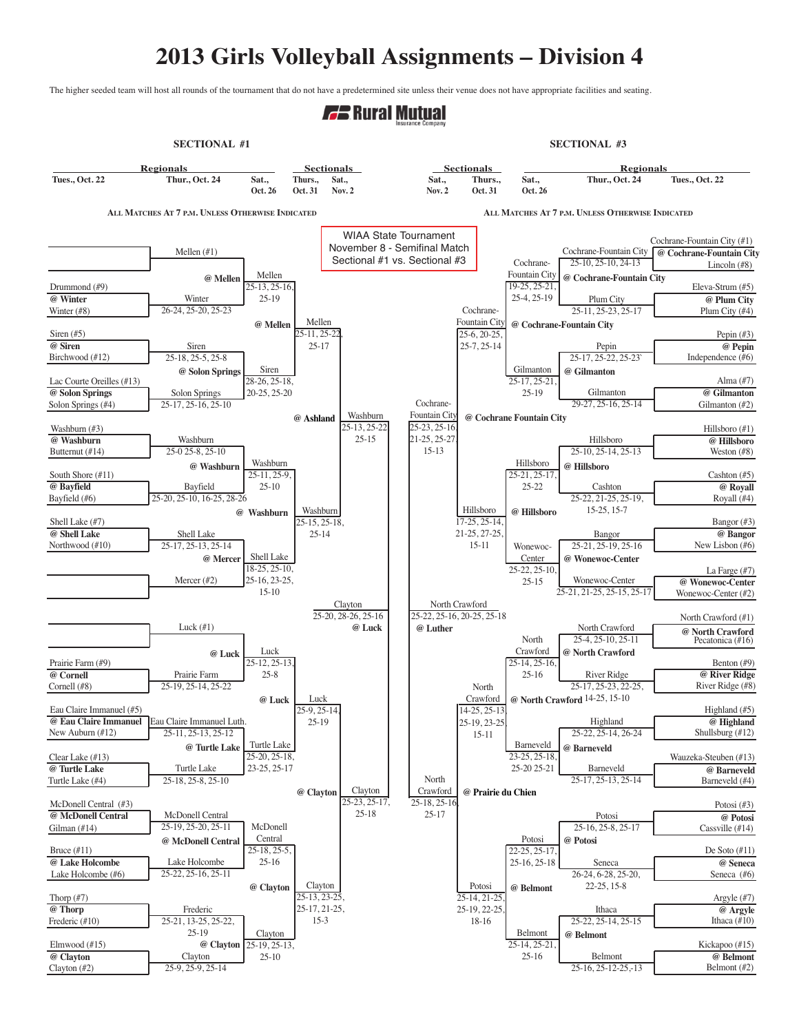# 2013 Girls Volleyball Assignments – Division 4

The higher seeded team will host all rounds of the tournament that do not have a predetermined site unless their venue does not have appropriate facilities and seating.

Rural Mutual Insurance Company

WIAA State Tournament
November 8 - Semifinal Match
Sectional #1 vs. Sectional #3

## SECTIONAL #1

Regionals: Tues., Oct. 22 | Thur., Oct. 24 | Sat., Oct. 26
Sectionals: Thurs., Oct. 31 | Sat., Nov. 2

ALL MATCHES AT 7 P.M. UNLESS OTHERWISE INDICATED

**Tues., Oct. 22**

- Drummond (#9) @ Winter vs. Winter (#8) — Winter
- Siren (#5) @ Siren vs. Birchwood (#12) — Siren 25-18, 25-5, 25-8
- Lac Courte Oreilles (#13) @ Solon Springs vs. Solon Springs (#4) — Solon Springs 25-17, 25-16, 25-10
- Washburn (#3) @ Washburn vs. Butternut (#14) — Washburn 25-0 25-8, 25-10
- South Shore (#11) @ Bayfield vs. Bayfield (#6) — Bayfield 25-20, 25-10, 16-25, 28-26
- Shell Lake (#7) @ Shell Lake vs. Northwood (#10) — Shell Lake 25-17, 25-13, 25-14
- Prairie Farm (#9) @ Cornell vs. Cornell (#8) — Prairie Farm 25-19, 25-14, 25-22
- Eau Claire Immanuel (#5) @ Eau Claire Immanuel vs. New Auburn (#12) — Eau Claire Immanuel Luth. 25-11, 25-13, 25-12
- Clear Lake (#13) @ Turtle Lake vs. Turtle Lake (#4) — Turtle Lake 25-18, 25-8, 25-10
- McDonell Central (#3) @ McDonell Central vs. Gilman (#14) — McDonell Central 25-19, 25-20, 25-11
- Bruce (#11) @ Lake Holcombe vs. Lake Holcombe (#6) — Lake Holcombe 25-22, 25-16, 25-11
- Thorp (#7) @ Thorp vs. Frederic (#10) — Frederic 25-21, 13-25, 25-22, 25-19
- Elmwood (#15) @ Clayton vs. Clayton (#2) — Clayton 25-9, 25-9, 25-14

**Thur., Oct. 24**

- Mellen (#1) vs. Winter 26-24, 25-20, 25-23 @ Mellen — Mellen 25-13, 25-16, 25-19
- Siren vs. Solon Springs @ Solon Springs — Siren 28-26, 25-18, 20-25, 25-20
- Washburn vs. Bayfield @ Washburn — Washburn 25-11, 25-9, 25-10
- Shell Lake vs. Mercer (#2) @ Mercer — Shell Lake 18-25, 25-10, 25-16, 23-25, 15-10
- Luck (#1) vs. Prairie Farm @ Luck — Luck 25-12, 25-13, 25-8
- Eau Claire Immanuel Luth. vs. Turtle Lake @ Turtle Lake — Turtle Lake 25-20, 25-18, 23-25, 25-17
- McDonell Central vs. Lake Holcombe @ McDonell Central — McDonell Central 25-18, 25-5, 25-16
- Frederic vs. Clayton @ Clayton — Clayton 25-19, 25-13, 25-10

**Sat., Oct. 26**

- Mellen vs. Siren @ Mellen — Mellen 25-11, 25-22, 25-17
- Washburn vs. Shell Lake @ Washburn — Washburn 25-15, 25-18, 25-14
- Luck vs. Turtle Lake @ Luck — Luck 25-9, 25-14, 25-19
- McDonell Central vs. Clayton @ Clayton — Clayton 25-13, 23-25, 25-17, 21-25, 15-3

**Thurs., Oct. 31**

- Mellen vs. Washburn @ Ashland — Washburn 25-13, 25-22, 25-15
- Luck vs. Clayton @ Clayton — Clayton 25-23, 25-17, 25-18

**Sat., Nov. 2**

- Washburn vs. Clayton @ Luck — Clayton 25-20, 28-26, 25-16

## SECTIONAL #3

Sectionals: Sat., Nov. 2 | Thurs., Oct. 31
Regionals: Sat., Oct. 26 | Thur., Oct. 24 | Tues., Oct. 22

ALL MATCHES AT 7 P.M. UNLESS OTHERWISE INDICATED

**Tues., Oct. 22**

- Cochrane-Fountain City (#1) @ Cochrane-Fountain City vs. Lincoln (#8) — Cochrane-Fountain City 25-10, 25-10, 24-13
- Eleva-Strum (#5) @ Plum City vs. Plum City (#4) — Plum City 25-11, 25-23, 25-17
- Pepin (#3) @ Pepin vs. Independence (#6) — Pepin 25-17, 25-22, 25-23`
- Alma (#7) @ Gilmanton vs. Gilmanton (#2) — Gilmanton 29-27, 25-16, 25-14
- Hillsboro (#1) @ Hillsboro vs. Weston (#8) — Hillsboro 25-10, 25-14, 25-13
- Cashton (#5) @ Royall vs. Royall (#4) — Cashton 25-22, 21-25, 25-19, 15-25, 15-7
- Bangor (#3) @ Bangor vs. New Lisbon (#6) — Bangor 25-21, 25-19, 25-16
- La Farge (#7) @ Wonewoc-Center vs. Wonewoc-Center (#2) — Wonewoc-Center 25-21, 21-25, 25-15, 25-17
- North Crawford (#1) @ North Crawford vs. Pecatonica (#16) — North Crawford 25-4, 25-10, 25-11
- Benton (#9) @ River Ridge vs. River Ridge (#8) — River Ridge 25-17, 25-23, 22-25, 14-25, 15-10
- Highland (#5) @ Highland vs. Shullsburg (#12) — Highland 25-22, 25-14, 26-24
- Wauzeka-Steuben (#13) @ Barneveld vs. Barneveld (#4) — Barneveld 25-17, 25-13, 25-14
- Potosi (#3) @ Potosi vs. Cassville (#14) — Potosi 25-16, 25-8, 25-17
- De Soto (#11) @ Seneca vs. Seneca (#6) — Seneca 26-24, 6-28, 25-20, 22-25, 15-8
- Argyle (#7) @ Argyle vs. Ithaca (#10) — Ithaca 25-22, 25-14, 25-15
- Kickapoo (#15) @ Belmont vs. Belmont (#2) — Belmont 25-16, 25-12-25,-13

**Thur., Oct. 24**

- Cochrane-Fountain City vs. Plum City @ Cochrane-Fountain City — Cochrane-Fountain City 19-25, 25-21, 25-4, 25-19
- Pepin vs. Gilmanton @ Gilmanton — Gilmanton 25-17, 25-21, 25-19
- Hillsboro vs. Cashton @ Hillsboro — Hillsboro 25-21, 25-17, 25-22
- Bangor vs. Wonewoc-Center @ Wonewoc-Center — Wonewoc-Center 25-22, 25-10, 25-15
- North Crawford vs. River Ridge @ North Crawford — North Crawford 25-14, 25-16, 25-16
- Highland vs. Barneveld @ Barneveld — Barneveld 23-25, 25-18, 25-20 25-21
- Potosi vs. Seneca @ Potosi — Potosi 22-25, 25-17, 25-16, 25-18
- Ithaca vs. Belmont @ Belmont — Belmont 25-14, 25-21, 25-16

**Sat., Oct. 26**

- Cochrane-Fountain City vs. Gilmanton @ Cochrane-Fountain City — Cochrane-Fountain City 25-6, 20-25, 25-7, 25-14
- Hillsboro vs. Wonewoc-Center @ Hillsboro — Hillsboro 17-25, 25-14, 21-25, 27-25, 15-11
- North Crawford vs. Barneveld @ North Crawford — North Crawford 14-25, 25-13, 25-19, 23-25, 15-11
- Potosi vs. Belmont @ Belmont — Potosi 25-14, 21-25, 25-19, 22-25, 18-16

**Thurs., Oct. 31**

- Cochrane-Fountain City vs. Hillsboro @ Cochrane Fountain City — Cochrane-Fountain City 25-23, 25-16, 21-25, 25-27, 15-13
- North Crawford vs. Potosi @ Prairie du Chien — North Crawford 25-18, 25-16, 25-17

**Sat., Nov. 2**

- Cochrane-Fountain City vs. North Crawford @ Luther — North Crawford 25-22, 25-16, 20-25, 25-18